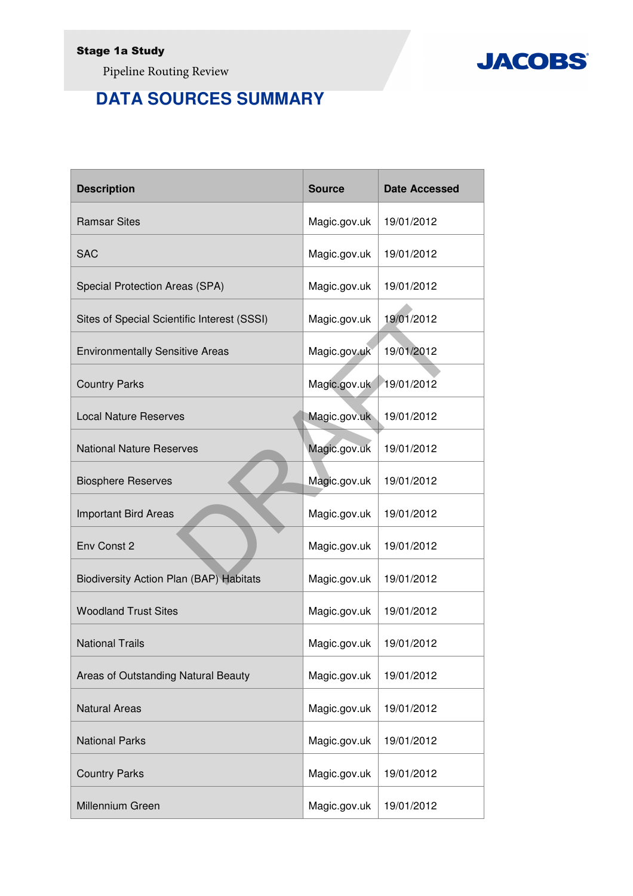# DATA SOURCES SUMMARY

| Description | Source | Date Accessed |
| --- | --- | --- |
| Ramsar Sites | Magic.gov.uk | 19/01/2012 |
| SAC | Magic.gov.uk | 19/01/2012 |
| Special Protection Areas (SPA) | Magic.gov.uk | 19/01/2012 |
| Sites of Special Scientific Interest (SSSI) | Magic.gov.uk | 19/01/2012 |
| Environmentally Sensitive Areas | Magic.gov.uk | 19/01/2012 |
| Country Parks | Magic.gov.uk | 19/01/2012 |
| Local Nature Reserves | Magic.gov.uk | 19/01/2012 |
| National Nature Reserves | Magic.gov.uk | 19/01/2012 |
| Biosphere Reserves | Magic.gov.uk | 19/01/2012 |
| Important Bird Areas | Magic.gov.uk | 19/01/2012 |
| Env Const 2 | Magic.gov.uk | 19/01/2012 |
| Biodiversity Action Plan (BAP) Habitats | Magic.gov.uk | 19/01/2012 |
| Woodland Trust Sites | Magic.gov.uk | 19/01/2012 |
| National Trails | Magic.gov.uk | 19/01/2012 |
| Areas of Outstanding Natural Beauty | Magic.gov.uk | 19/01/2012 |
| Natural Areas | Magic.gov.uk | 19/01/2012 |
| National Parks | Magic.gov.uk | 19/01/2012 |
| Country Parks | Magic.gov.uk | 19/01/2012 |
| Millennium Green | Magic.gov.uk | 19/01/2012 |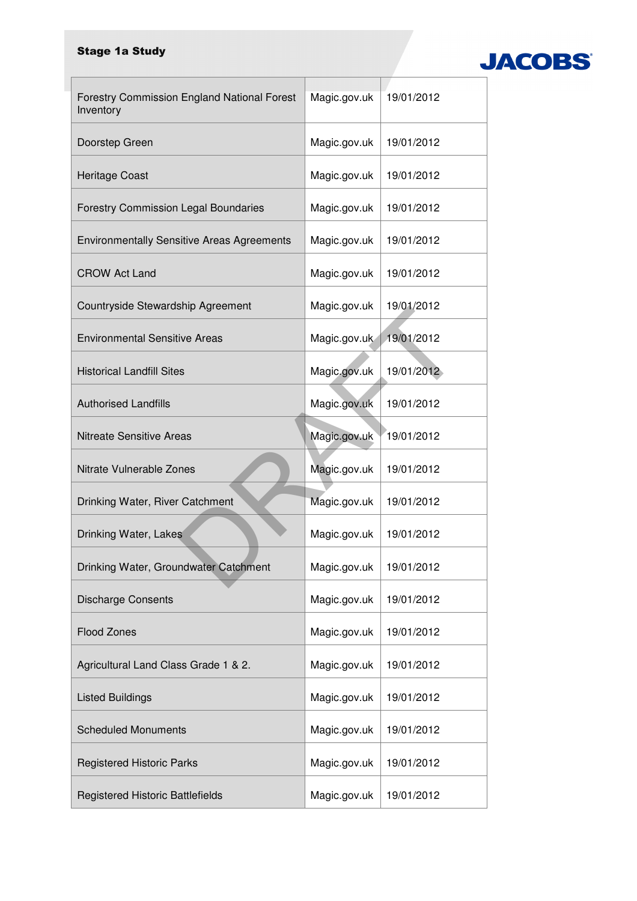| | | |
|---|---|---|
| Forestry Commission England National Forest Inventory | Magic.gov.uk | 19/01/2012 |
| Doorstep Green | Magic.gov.uk | 19/01/2012 |
| Heritage Coast | Magic.gov.uk | 19/01/2012 |
| Forestry Commission Legal Boundaries | Magic.gov.uk | 19/01/2012 |
| Environmentally Sensitive Areas Agreements | Magic.gov.uk | 19/01/2012 |
| CROW Act Land | Magic.gov.uk | 19/01/2012 |
| Countryside Stewardship Agreement | Magic.gov.uk | 19/01/2012 |
| Environmental Sensitive Areas | Magic.gov.uk | 19/01/2012 |
| Historical Landfill Sites | Magic.gov.uk | 19/01/2012 |
| Authorised Landfills | Magic.gov.uk | 19/01/2012 |
| Nitreate Sensitive Areas | Magic.gov.uk | 19/01/2012 |
| Nitrate Vulnerable Zones | Magic.gov.uk | 19/01/2012 |
| Drinking Water, River Catchment | Magic.gov.uk | 19/01/2012 |
| Drinking Water, Lakes | Magic.gov.uk | 19/01/2012 |
| Drinking Water, Groundwater Catchment | Magic.gov.uk | 19/01/2012 |
| Discharge Consents | Magic.gov.uk | 19/01/2012 |
| Flood Zones | Magic.gov.uk | 19/01/2012 |
| Agricultural Land Class Grade 1 & 2. | Magic.gov.uk | 19/01/2012 |
| Listed Buildings | Magic.gov.uk | 19/01/2012 |
| Scheduled Monuments | Magic.gov.uk | 19/01/2012 |
| Registered Historic Parks | Magic.gov.uk | 19/01/2012 |
| Registered Historic Battlefields | Magic.gov.uk | 19/01/2012 |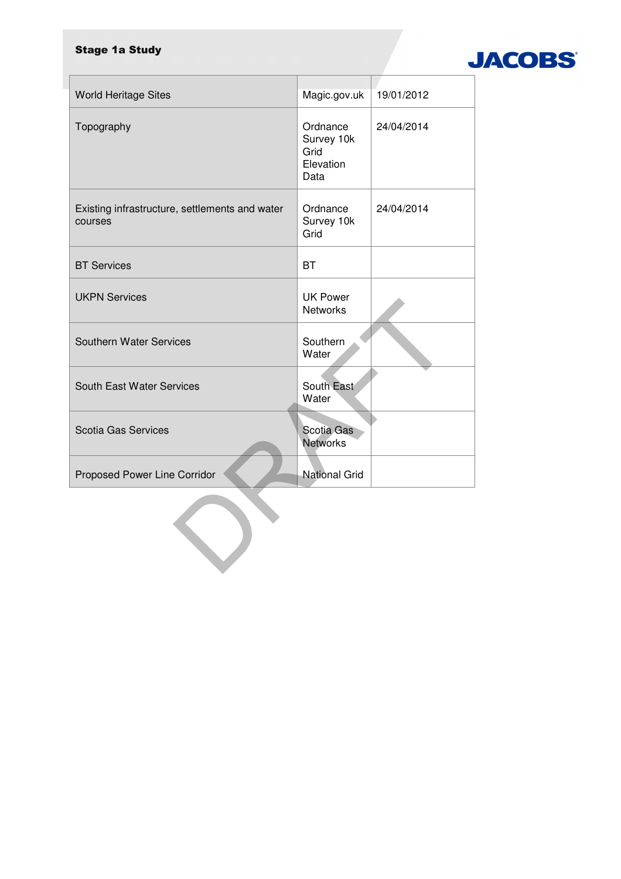| | | |
|---|---|---|
| World Heritage Sites | Magic.gov.uk | 19/01/2012 |
| Topography | Ordnance Survey 10k Grid Elevation Data | 24/04/2014 |
| Existing infrastructure, settlements and water courses | Ordnance Survey 10k Grid | 24/04/2014 |
| BT Services | BT | |
| UKPN Services | UK Power Networks | |
| Southern Water Services | Southern Water | |
| South East Water Services | South East Water | |
| Scotia Gas Services | Scotia Gas Networks | |
| Proposed Power Line Corridor | National Grid | |